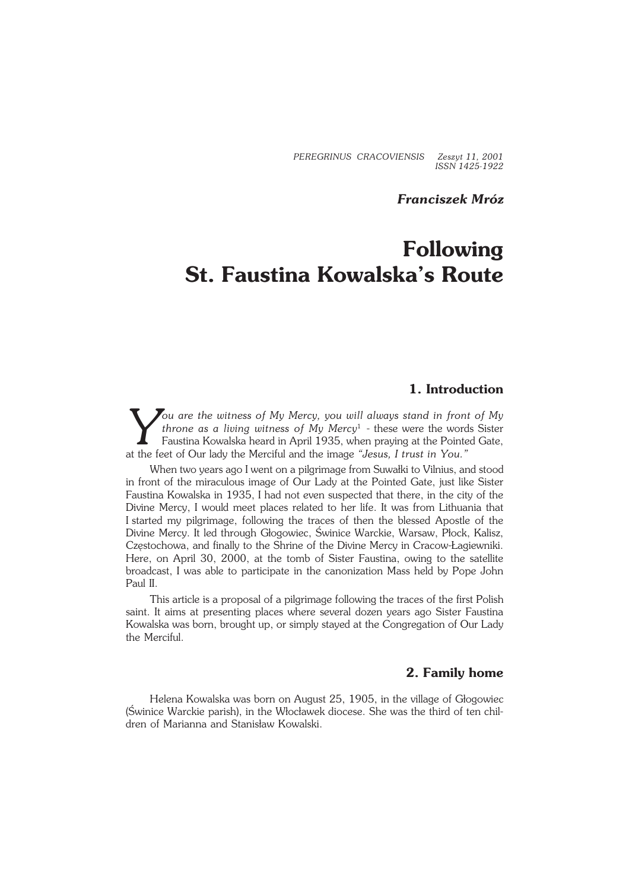*PEREGRINUS CRACOVIENSIS Zeszyt 11, 2001*
*ISSN 1425-1922*

***Franciszek Mróz***

# Following St. Faustina Kowalska's Route

## 1. Introduction

*You are the witness of My Mercy, you will always stand in front of My throne as a living witness of My Mercy*[1] - these were the words Sister Faustina Kowalska heard in April 1935, when praying at the Pointed Gate, at the feet of Our lady the Merciful and the image *"Jesus, I trust in You."*

When two years ago I went on a pilgrimage from Suwałki to Vilnius, and stood in front of the miraculous image of Our Lady at the Pointed Gate, just like Sister Faustina Kowalska in 1935, I had not even suspected that there, in the city of the Divine Mercy, I would meet places related to her life. It was from Lithuania that I started my pilgrimage, following the traces of then the blessed Apostle of the Divine Mercy. It led through Głogowiec, Świnice Warckie, Warsaw, Płock, Kalisz, Częstochowa, and finally to the Shrine of the Divine Mercy in Cracow-Łagiewniki. Here, on April 30, 2000, at the tomb of Sister Faustina, owing to the satellite broadcast, I was able to participate in the canonization Mass held by Pope John Paul II.

This article is a proposal of a pilgrimage following the traces of the first Polish saint. It aims at presenting places where several dozen years ago Sister Faustina Kowalska was born, brought up, or simply stayed at the Congregation of Our Lady the Merciful.

## 2. Family home

Helena Kowalska was born on August 25, 1905, in the village of Głogowiec (Świnice Warckie parish), in the Włocławek diocese. She was the third of ten children of Marianna and Stanisław Kowalski.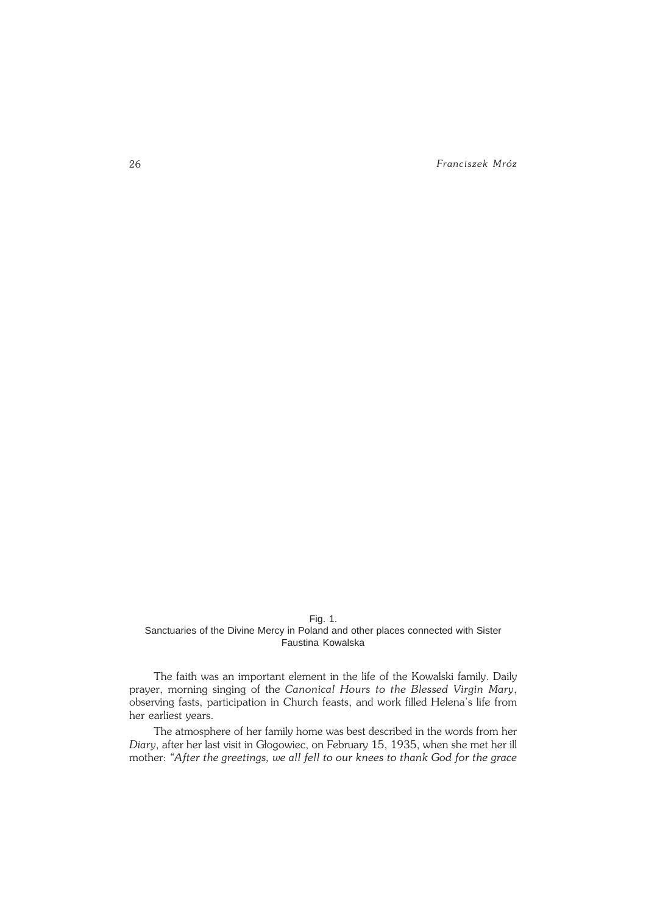Fig. 1.
Sanctuaries of the Divine Mercy in Poland and other places connected with Sister Faustina Kowalska

The faith was an important element in the life of the Kowalski family. Daily prayer, morning singing of the *Canonical Hours to the Blessed Virgin Mary*, observing fasts, participation in Church feasts, and work filled Helena's life from her earliest years.

The atmosphere of her family home was best described in the words from her *Diary*, after her last visit in Głogowiec, on February 15, 1935, when she met her ill mother: *"After the greetings, we all fell to our knees to thank God for the grace*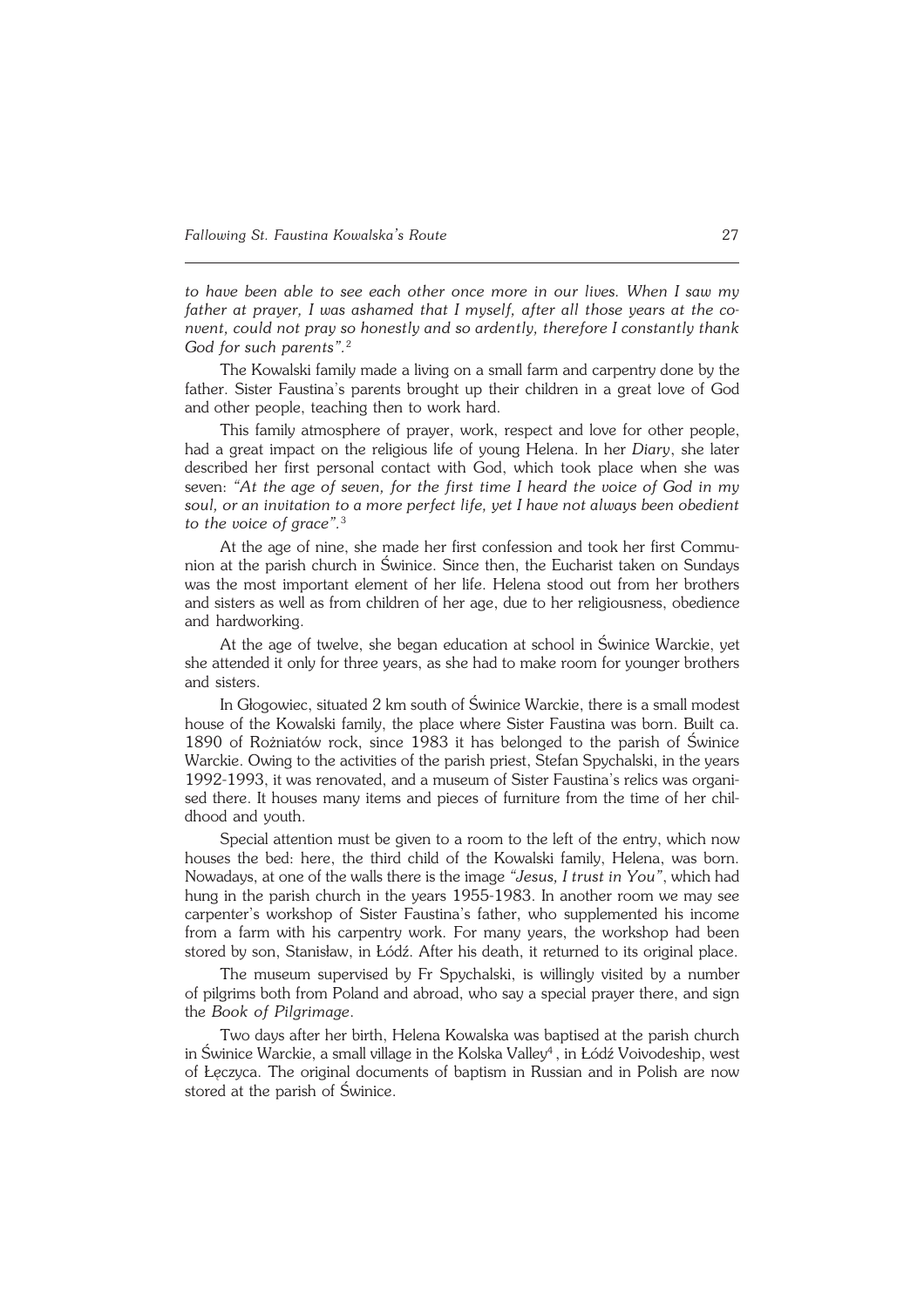*to have been able to see each other once more in our lives. When I saw my father at prayer, I was ashamed that I myself, after all those years at the convent, could not pray so honestly and so ardently, therefore I constantly thank God for such parents".*[2]

The Kowalski family made a living on a small farm and carpentry done by the father. Sister Faustina's parents brought up their children in a great love of God and other people, teaching then to work hard.

This family atmosphere of prayer, work, respect and love for other people, had a great impact on the religious life of young Helena. In her *Diary*, she later described her first personal contact with God, which took place when she was seven: *"At the age of seven, for the first time I heard the voice of God in my soul, or an invitation to a more perfect life, yet I have not always been obedient to the voice of grace".*[3]

At the age of nine, she made her first confession and took her first Communion at the parish church in Świnice. Since then, the Eucharist taken on Sundays was the most important element of her life. Helena stood out from her brothers and sisters as well as from children of her age, due to her religiousness, obedience and hardworking.

At the age of twelve, she began education at school in Świnice Warckie, yet she attended it only for three years, as she had to make room for younger brothers and sisters.

In Głogowiec, situated 2 km south of Świnice Warckie, there is a small modest house of the Kowalski family, the place where Sister Faustina was born. Built ca. 1890 of Rożniatów rock, since 1983 it has belonged to the parish of Świnice Warckie. Owing to the activities of the parish priest, Stefan Spychalski, in the years 1992-1993, it was renovated, and a museum of Sister Faustina's relics was organised there. It houses many items and pieces of furniture from the time of her childhood and youth.

Special attention must be given to a room to the left of the entry, which now houses the bed: here, the third child of the Kowalski family, Helena, was born. Nowadays, at one of the walls there is the image *"Jesus, I trust in You"*, which had hung in the parish church in the years 1955-1983. In another room we may see carpenter's workshop of Sister Faustina's father, who supplemented his income from a farm with his carpentry work. For many years, the workshop had been stored by son, Stanisław, in Łódź. After his death, it returned to its original place.

The museum supervised by Fr Spychalski, is willingly visited by a number of pilgrims both from Poland and abroad, who say a special prayer there, and sign the *Book of Pilgrimage*.

Two days after her birth, Helena Kowalska was baptised at the parish church in Świnice Warckie, a small village in the Kolska Valley[4], in Łódź Voivodeship, west of Łęczyca. The original documents of baptism in Russian and in Polish are now stored at the parish of Świnice.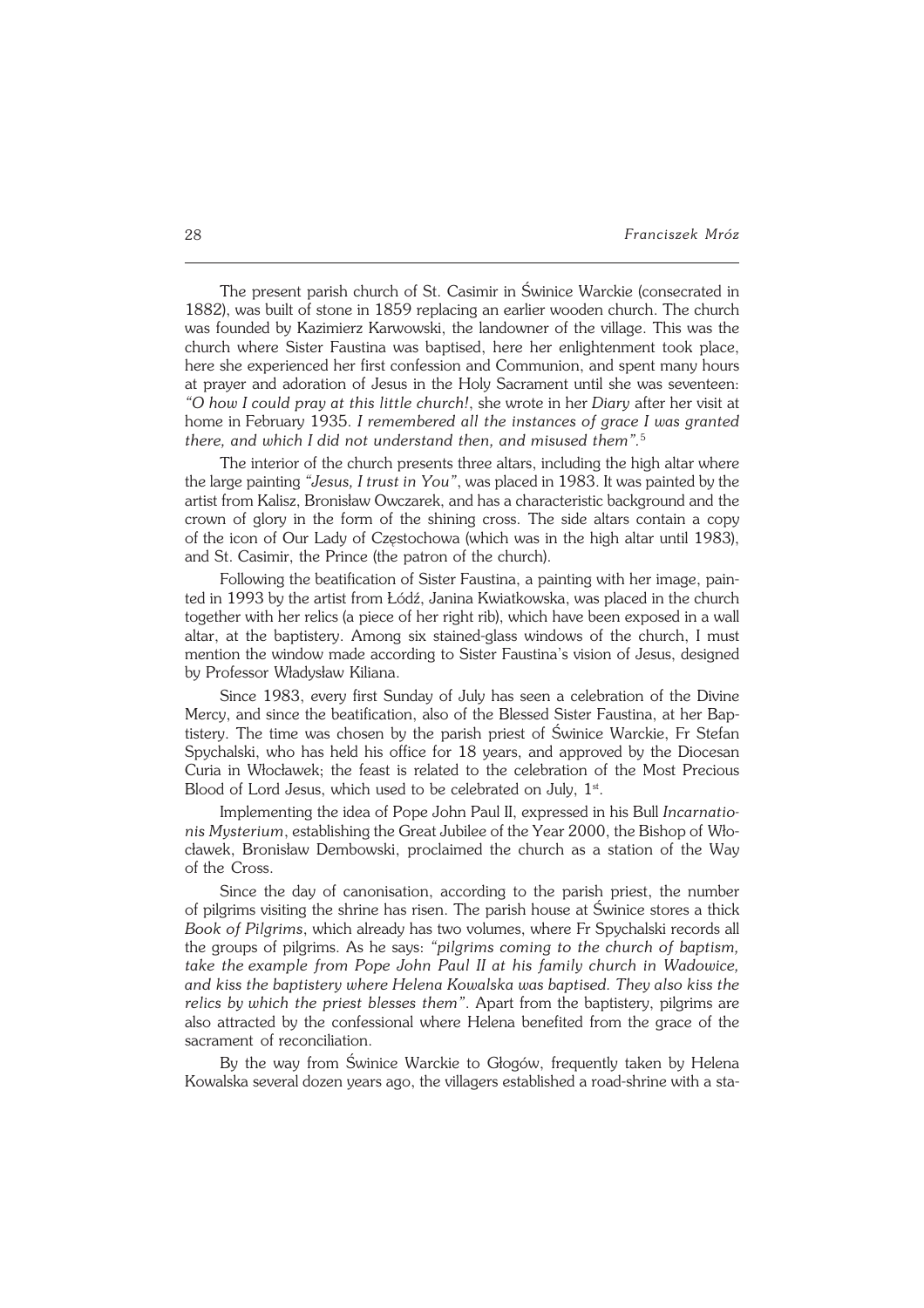The present parish church of St. Casimir in Świnice Warckie (consecrated in 1882), was built of stone in 1859 replacing an earlier wooden church. The church was founded by Kazimierz Karwowski, the landowner of the village. This was the church where Sister Faustina was baptised, here her enlightenment took place, here she experienced her first confession and Communion, and spent many hours at prayer and adoration of Jesus in the Holy Sacrament until she was seventeen: *"O how I could pray at this little church!*, she wrote in her *Diary* after her visit at home in February 1935. *I remembered all the instances of grace I was granted there, and which I did not understand then, and misused them"*.[5]

The interior of the church presents three altars, including the high altar where the large painting *"Jesus, I trust in You"*, was placed in 1983. It was painted by the artist from Kalisz, Bronisław Owczarek, and has a characteristic background and the crown of glory in the form of the shining cross. The side altars contain a copy of the icon of Our Lady of Częstochowa (which was in the high altar until 1983), and St. Casimir, the Prince (the patron of the church).

Following the beatification of Sister Faustina, a painting with her image, painted in 1993 by the artist from Łódź, Janina Kwiatkowska, was placed in the church together with her relics (a piece of her right rib), which have been exposed in a wall altar, at the baptistery. Among six stained-glass windows of the church, I must mention the window made according to Sister Faustina's vision of Jesus, designed by Professor Władysław Kiliana.

Since 1983, every first Sunday of July has seen a celebration of the Divine Mercy, and since the beatification, also of the Blessed Sister Faustina, at her Baptistery. The time was chosen by the parish priest of Świnice Warckie, Fr Stefan Spychalski, who has held his office for 18 years, and approved by the Diocesan Curia in Włocławek; the feast is related to the celebration of the Most Precious Blood of Lord Jesus, which used to be celebrated on July, 1st.

Implementing the idea of Pope John Paul II, expressed in his Bull *Incarnationis Mysterium*, establishing the Great Jubilee of the Year 2000, the Bishop of Włocławek, Bronisław Dembowski, proclaimed the church as a station of the Way of the Cross.

Since the day of canonisation, according to the parish priest, the number of pilgrims visiting the shrine has risen. The parish house at Świnice stores a thick *Book of Pilgrims*, which already has two volumes, where Fr Spychalski records all the groups of pilgrims. As he says: *"pilgrims coming to the church of baptism, take the example from Pope John Paul II at his family church in Wadowice, and kiss the baptistery where Helena Kowalska was baptised. They also kiss the relics by which the priest blesses them"*. Apart from the baptistery, pilgrims are also attracted by the confessional where Helena benefited from the grace of the sacrament of reconciliation.

By the way from Świnice Warckie to Głogów, frequently taken by Helena Kowalska several dozen years ago, the villagers established a road-shrine with a sta-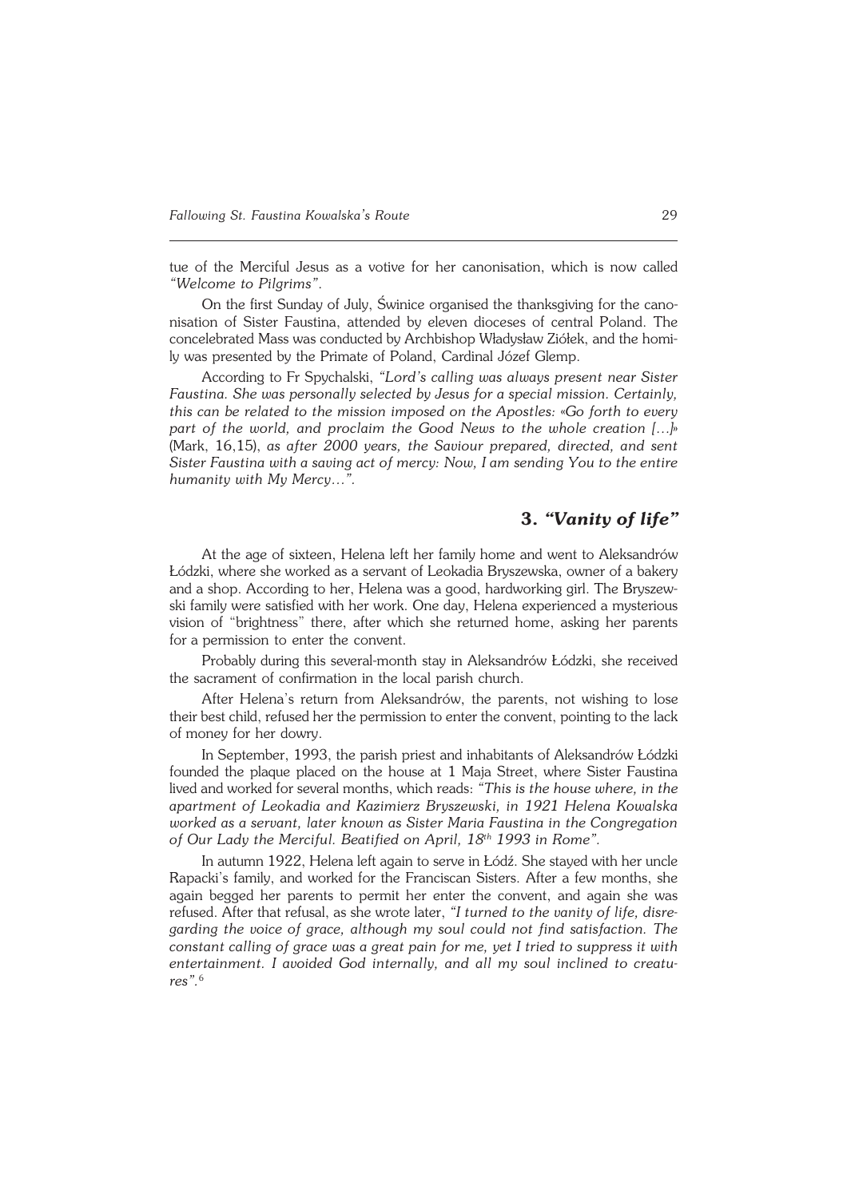tue of the Merciful Jesus as a votive for her canonisation, which is now called *"Welcome to Pilgrims"*.

On the first Sunday of July, Świnice organised the thanksgiving for the canonisation of Sister Faustina, attended by eleven dioceses of central Poland. The concelebrated Mass was conducted by Archbishop Władysław Ziółek, and the homily was presented by the Primate of Poland, Cardinal Józef Glemp.

According to Fr Spychalski, *"Lord's calling was always present near Sister Faustina. She was personally selected by Jesus for a special mission. Certainly, this can be related to the mission imposed on the Apostles: «Go forth to every part of the world, and proclaim the Good News to the whole creation [...]»* (Mark, 16,15), *as after 2000 years, the Saviour prepared, directed, and sent Sister Faustina with a saving act of mercy: Now, I am sending You to the entire humanity with My Mercy..."*.

## 3. *"Vanity of life"*

At the age of sixteen, Helena left her family home and went to Aleksandrów Łódzki, where she worked as a servant of Leokadia Bryszewska, owner of a bakery and a shop. According to her, Helena was a good, hardworking girl. The Bryszewski family were satisfied with her work. One day, Helena experienced a mysterious vision of "brightness" there, after which she returned home, asking her parents for a permission to enter the convent.

Probably during this several-month stay in Aleksandrów Łódzki, she received the sacrament of confirmation in the local parish church.

After Helena's return from Aleksandrów, the parents, not wishing to lose their best child, refused her the permission to enter the convent, pointing to the lack of money for her dowry.

In September, 1993, the parish priest and inhabitants of Aleksandrów Łódzki founded the plaque placed on the house at 1 Maja Street, where Sister Faustina lived and worked for several months, which reads: *"This is the house where, in the apartment of Leokadia and Kazimierz Bryszewski, in 1921 Helena Kowalska worked as a servant, later known as Sister Maria Faustina in the Congregation of Our Lady the Merciful. Beatified on April, 18th 1993 in Rome"*.

In autumn 1922, Helena left again to serve in Łódź. She stayed with her uncle Rapacki's family, and worked for the Franciscan Sisters. After a few months, she again begged her parents to permit her enter the convent, and again she was refused. After that refusal, as she wrote later, *"I turned to the vanity of life, disregarding the voice of grace, although my soul could not find satisfaction. The constant calling of grace was a great pain for me, yet I tried to suppress it with entertainment. I avoided God internally, and all my soul inclined to creatures"*.[6]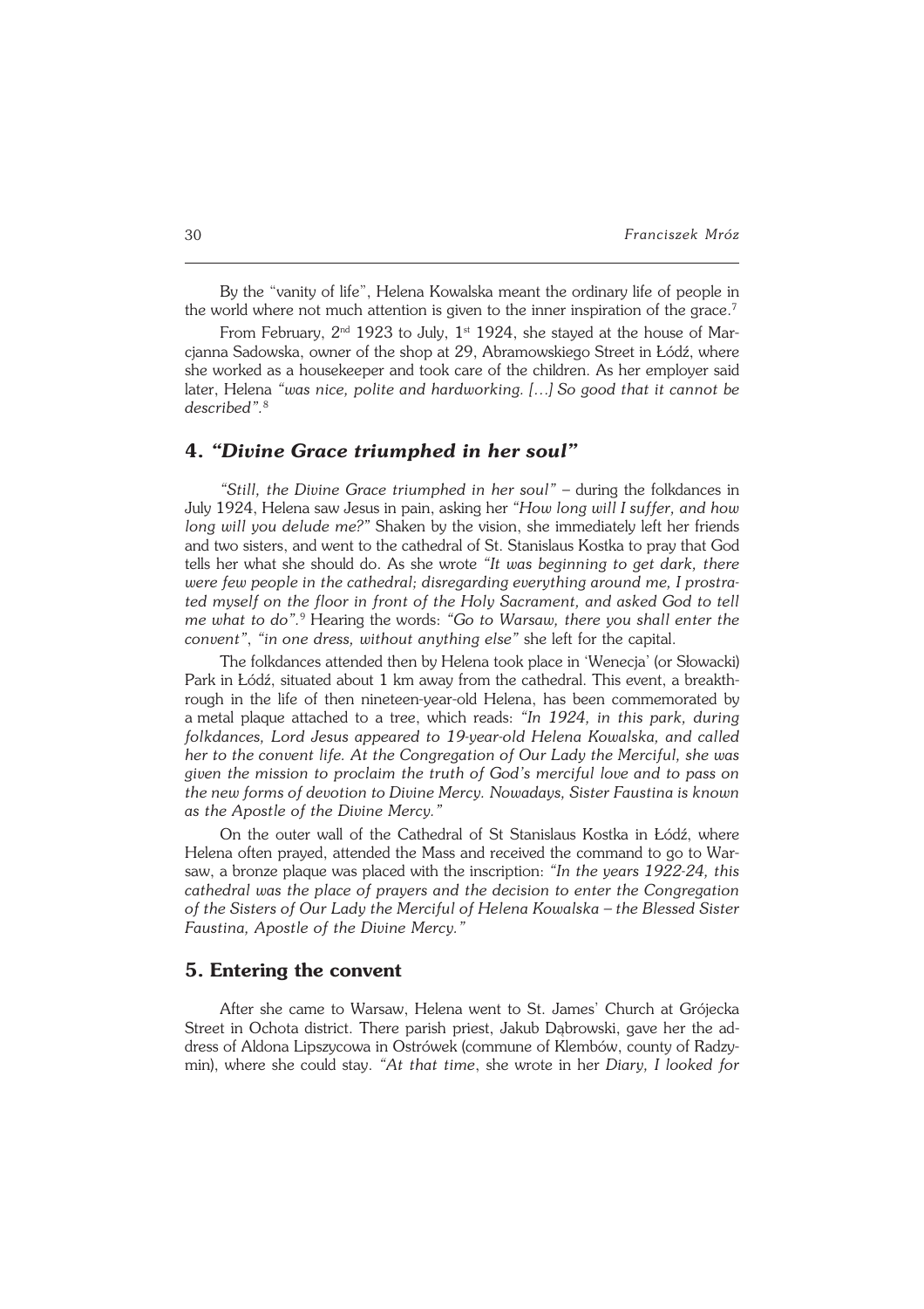By the "vanity of life", Helena Kowalska meant the ordinary life of people in the world where not much attention is given to the inner inspiration of the grace.[7]

From February, 2nd 1923 to July, 1st 1924, she stayed at the house of Marcjanna Sadowska, owner of the shop at 29, Abramowskiego Street in Łódź, where she worked as a housekeeper and took care of the children. As her employer said later, Helena *"was nice, polite and hardworking. […] So good that it cannot be described"*.[8]

## 4. *"Divine Grace triumphed in her soul"*

*"Still, the Divine Grace triumphed in her soul"* – during the folkdances in July 1924, Helena saw Jesus in pain, asking her *"How long will I suffer, and how long will you delude me?"* Shaken by the vision, she immediately left her friends and two sisters, and went to the cathedral of St. Stanislaus Kostka to pray that God tells her what she should do. As she wrote *"It was beginning to get dark, there were few people in the cathedral; disregarding everything around me, I prostrated myself on the floor in front of the Holy Sacrament, and asked God to tell me what to do"*.[9] Hearing the words: *"Go to Warsaw, there you shall enter the convent"*, *"in one dress, without anything else"* she left for the capital.

The folkdances attended then by Helena took place in 'Wenecja' (or Słowacki) Park in Łódź, situated about 1 km away from the cathedral. This event, a breakthrough in the life of then nineteen-year-old Helena, has been commemorated by a metal plaque attached to a tree, which reads: *"In 1924, in this park, during folkdances, Lord Jesus appeared to 19-year-old Helena Kowalska, and called her to the convent life. At the Congregation of Our Lady the Merciful, she was given the mission to proclaim the truth of God's merciful love and to pass on the new forms of devotion to Divine Mercy. Nowadays, Sister Faustina is known as the Apostle of the Divine Mercy."*

On the outer wall of the Cathedral of St Stanislaus Kostka in Łódź, where Helena often prayed, attended the Mass and received the command to go to Warsaw, a bronze plaque was placed with the inscription: *"In the years 1922-24, this cathedral was the place of prayers and the decision to enter the Congregation of the Sisters of Our Lady the Merciful of Helena Kowalska – the Blessed Sister Faustina, Apostle of the Divine Mercy."*

## 5. Entering the convent

After she came to Warsaw, Helena went to St. James' Church at Grójecka Street in Ochota district. There parish priest, Jakub Dąbrowski, gave her the address of Aldona Lipszycowa in Ostrówek (commune of Klembów, county of Radzymin), where she could stay. *"At that time*, she wrote in her *Diary, I looked for*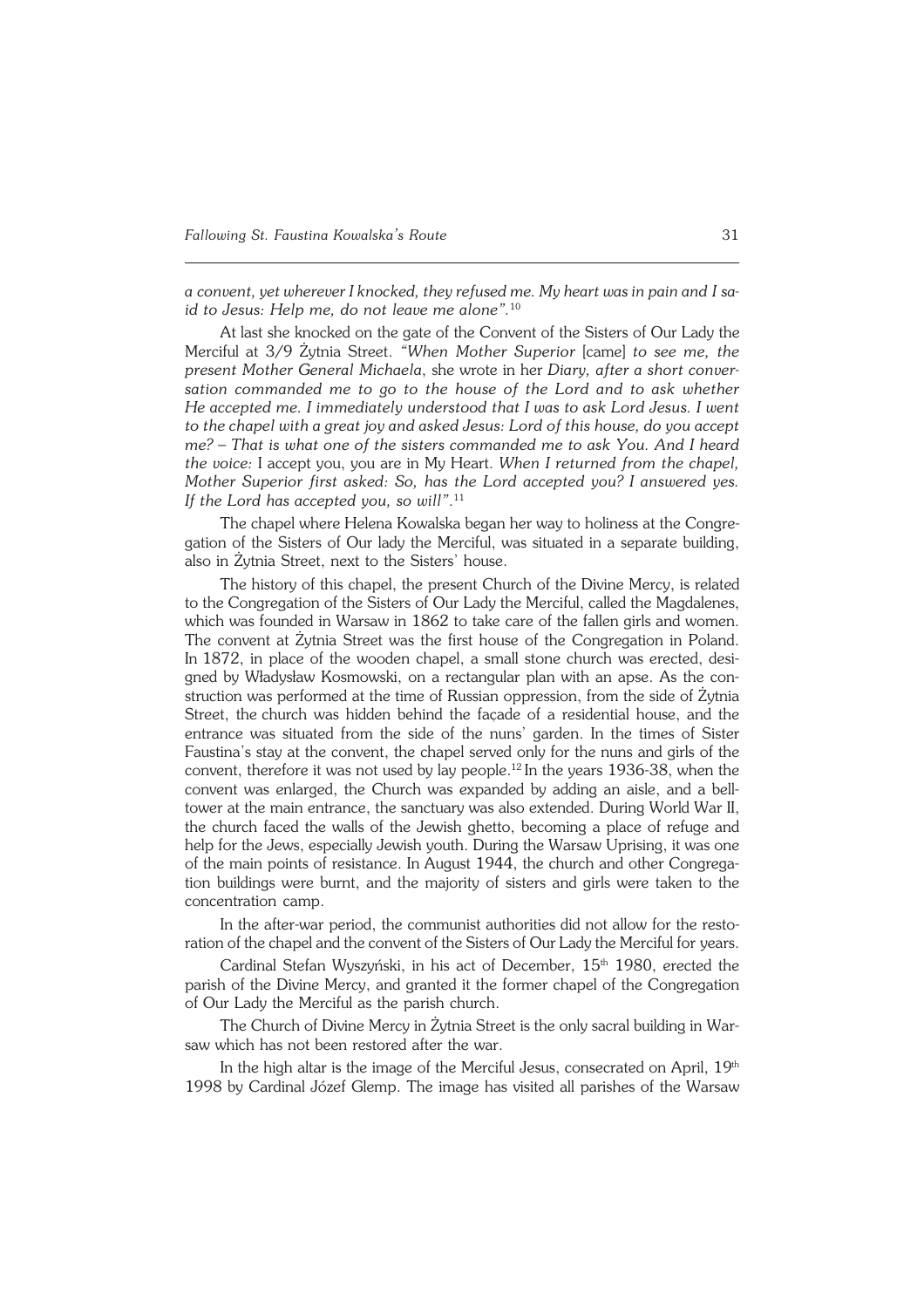*a convent, yet wherever I knocked, they refused me. My heart was in pain and I said to Jesus: Help me, do not leave me alone".*[10]

At last she knocked on the gate of the Convent of the Sisters of Our Lady the Merciful at 3/9 Żytnia Street. *"When Mother Superior* [came] *to see me, the present Mother General Michaela*, she wrote in her *Diary, after a short conversation commanded me to go to the house of the Lord and to ask whether He accepted me. I immediately understood that I was to ask Lord Jesus. I went to the chapel with a great joy and asked Jesus: Lord of this house, do you accept me? – That is what one of the sisters commanded me to ask You. And I heard the voice:* I accept you, you are in My Heart. *When I returned from the chapel, Mother Superior first asked: So, has the Lord accepted you? I answered yes. If the Lord has accepted you, so will".*[11]

The chapel where Helena Kowalska began her way to holiness at the Congregation of the Sisters of Our lady the Merciful, was situated in a separate building, also in Żytnia Street, next to the Sisters' house.

The history of this chapel, the present Church of the Divine Mercy, is related to the Congregation of the Sisters of Our Lady the Merciful, called the Magdalenes, which was founded in Warsaw in 1862 to take care of the fallen girls and women. The convent at Żytnia Street was the first house of the Congregation in Poland. In 1872, in place of the wooden chapel, a small stone church was erected, designed by Władysław Kosmowski, on a rectangular plan with an apse. As the construction was performed at the time of Russian oppression, from the side of Żytnia Street, the church was hidden behind the façade of a residential house, and the entrance was situated from the side of the nuns' garden. In the times of Sister Faustina's stay at the convent, the chapel served only for the nuns and girls of the convent, therefore it was not used by lay people.[12] In the years 1936-38, when the convent was enlarged, the Church was expanded by adding an aisle, and a belltower at the main entrance, the sanctuary was also extended. During World War II, the church faced the walls of the Jewish ghetto, becoming a place of refuge and help for the Jews, especially Jewish youth. During the Warsaw Uprising, it was one of the main points of resistance. In August 1944, the church and other Congregation buildings were burnt, and the majority of sisters and girls were taken to the concentration camp.

In the after-war period, the communist authorities did not allow for the restoration of the chapel and the convent of the Sisters of Our Lady the Merciful for years.

Cardinal Stefan Wyszyński, in his act of December, 15th 1980, erected the parish of the Divine Mercy, and granted it the former chapel of the Congregation of Our Lady the Merciful as the parish church.

The Church of Divine Mercy in Żytnia Street is the only sacral building in Warsaw which has not been restored after the war.

In the high altar is the image of the Merciful Jesus, consecrated on April, 19th 1998 by Cardinal Józef Glemp. The image has visited all parishes of the Warsaw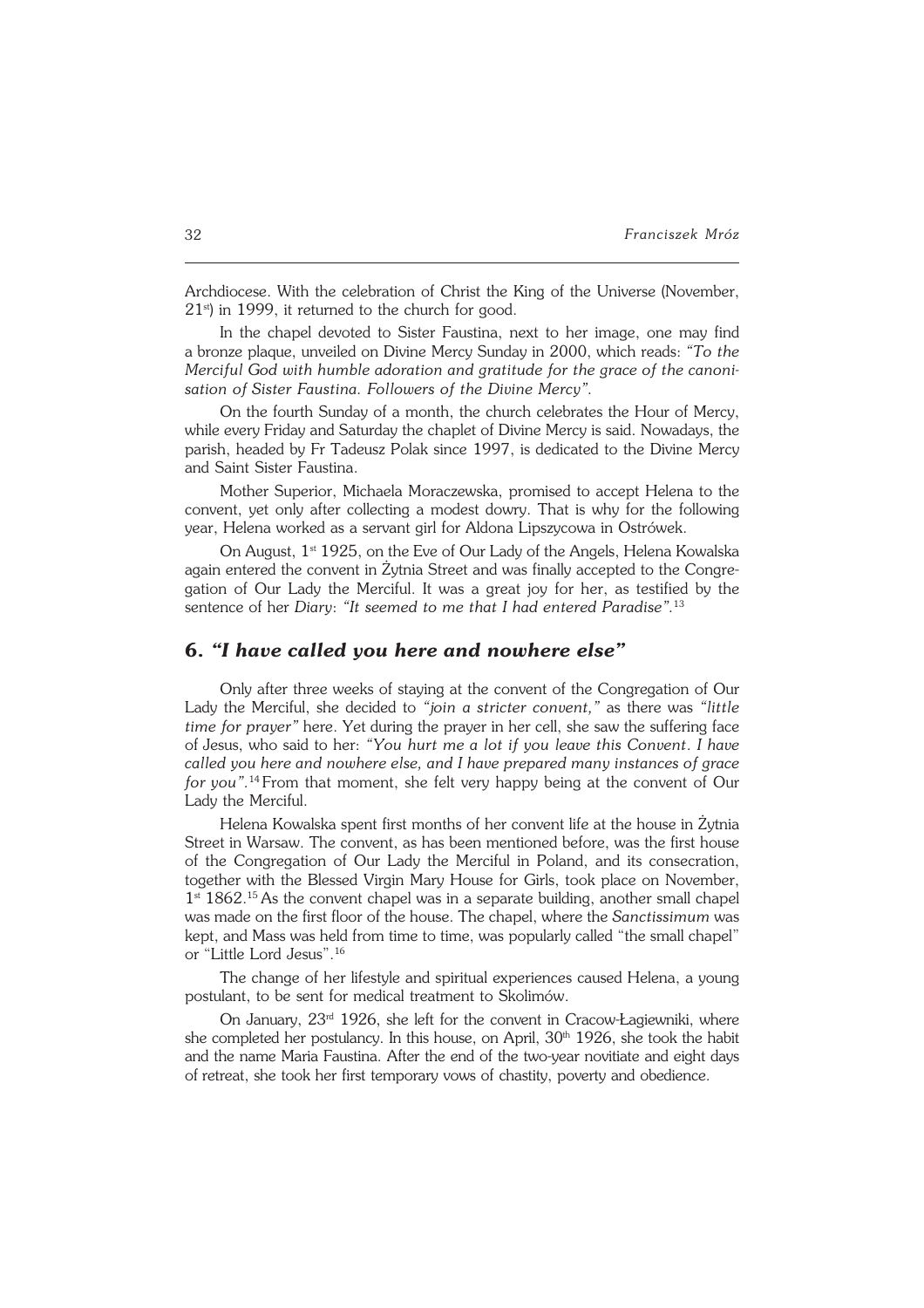Archdiocese. With the celebration of Christ the King of the Universe (November, 21st) in 1999, it returned to the church for good.

In the chapel devoted to Sister Faustina, next to her image, one may find a bronze plaque, unveiled on Divine Mercy Sunday in 2000, which reads: *"To the Merciful God with humble adoration and gratitude for the grace of the canonisation of Sister Faustina. Followers of the Divine Mercy"*.

On the fourth Sunday of a month, the church celebrates the Hour of Mercy, while every Friday and Saturday the chaplet of Divine Mercy is said. Nowadays, the parish, headed by Fr Tadeusz Polak since 1997, is dedicated to the Divine Mercy and Saint Sister Faustina.

Mother Superior, Michaela Moraczewska, promised to accept Helena to the convent, yet only after collecting a modest dowry. That is why for the following year, Helena worked as a servant girl for Aldona Lipszycowa in Ostrówek.

On August, 1st 1925, on the Eve of Our Lady of the Angels, Helena Kowalska again entered the convent in Żytnia Street and was finally accepted to the Congregation of Our Lady the Merciful. It was a great joy for her, as testified by the sentence of her *Diary*: *"It seemed to me that I had entered Paradise"*.[13]

## 6. *"I have called you here and nowhere else"*

Only after three weeks of staying at the convent of the Congregation of Our Lady the Merciful, she decided to *"join a stricter convent,"* as there was *"little time for prayer"* here. Yet during the prayer in her cell, she saw the suffering face of Jesus, who said to her: *"You hurt me a lot if you leave this Convent. I have called you here and nowhere else, and I have prepared many instances of grace for you"*.[14] From that moment, she felt very happy being at the convent of Our Lady the Merciful.

Helena Kowalska spent first months of her convent life at the house in Żytnia Street in Warsaw. The convent, as has been mentioned before, was the first house of the Congregation of Our Lady the Merciful in Poland, and its consecration, together with the Blessed Virgin Mary House for Girls, took place on November, 1st 1862.[15] As the convent chapel was in a separate building, another small chapel was made on the first floor of the house. The chapel, where the *Sanctissimum* was kept, and Mass was held from time to time, was popularly called "the small chapel" or "Little Lord Jesus".[16]

The change of her lifestyle and spiritual experiences caused Helena, a young postulant, to be sent for medical treatment to Skolimów.

On January, 23rd 1926, she left for the convent in Cracow-Łagiewniki, where she completed her postulancy. In this house, on April, 30th 1926, she took the habit and the name Maria Faustina. After the end of the two-year novitiate and eight days of retreat, she took her first temporary vows of chastity, poverty and obedience.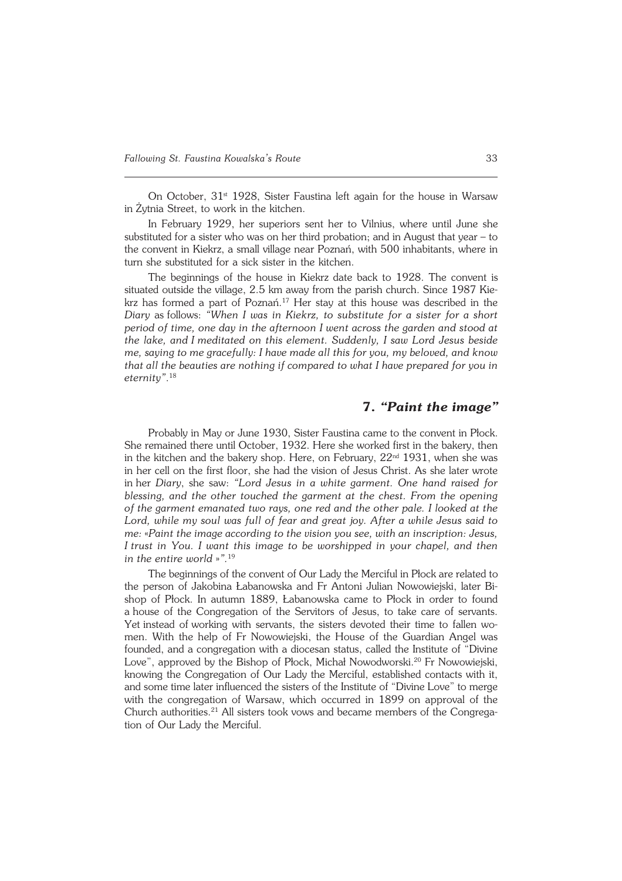On October, 31st 1928, Sister Faustina left again for the house in Warsaw in Żytnia Street, to work in the kitchen.

In February 1929, her superiors sent her to Vilnius, where until June she substituted for a sister who was on her third probation; and in August that year – to the convent in Kiekrz, a small village near Poznań, with 500 inhabitants, where in turn she substituted for a sick sister in the kitchen.

The beginnings of the house in Kiekrz date back to 1928. The convent is situated outside the village, 2.5 km away from the parish church. Since 1987 Kiekrz has formed a part of Poznań.[17] Her stay at this house was described in the *Diary* as follows: *"When I was in Kiekrz, to substitute for a sister for a short period of time, one day in the afternoon I went across the garden and stood at the lake, and I meditated on this element. Suddenly, I saw Lord Jesus beside me, saying to me gracefully: I have made all this for you, my beloved, and know that all the beauties are nothing if compared to what I have prepared for you in eternity"*.[18]

## 7. *"Paint the image"*

Probably in May or June 1930, Sister Faustina came to the convent in Płock. She remained there until October, 1932. Here she worked first in the bakery, then in the kitchen and the bakery shop. Here, on February, 22nd 1931, when she was in her cell on the first floor, she had the vision of Jesus Christ. As she later wrote in her *Diary*, she saw: *"Lord Jesus in a white garment. One hand raised for blessing, and the other touched the garment at the chest. From the opening of the garment emanated two rays, one red and the other pale. I looked at the Lord, while my soul was full of fear and great joy. After a while Jesus said to me: «Paint the image according to the vision you see, with an inscription: Jesus, I trust in You. I want this image to be worshipped in your chapel, and then in the entire world »"*.[19]

The beginnings of the convent of Our Lady the Merciful in Płock are related to the person of Jakobina Łabanowska and Fr Antoni Julian Nowowiejski, later Bishop of Płock. In autumn 1889, Łabanowska came to Płock in order to found a house of the Congregation of the Servitors of Jesus, to take care of servants. Yet instead of working with servants, the sisters devoted their time to fallen women. With the help of Fr Nowowiejski, the House of the Guardian Angel was founded, and a congregation with a diocesan status, called the Institute of "Divine Love", approved by the Bishop of Płock, Michał Nowodworski.[20] Fr Nowowiejski, knowing the Congregation of Our Lady the Merciful, established contacts with it, and some time later influenced the sisters of the Institute of "Divine Love" to merge with the congregation of Warsaw, which occurred in 1899 on approval of the Church authorities.[21] All sisters took vows and became members of the Congregation of Our Lady the Merciful.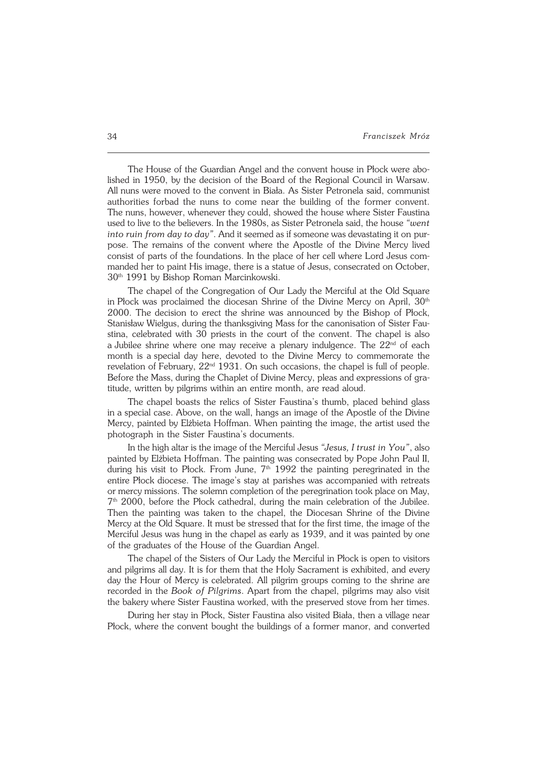The House of the Guardian Angel and the convent house in Płock were abolished in 1950, by the decision of the Board of the Regional Council in Warsaw. All nuns were moved to the convent in Biała. As Sister Petronela said, communist authorities forbad the nuns to come near the building of the former convent. The nuns, however, whenever they could, showed the house where Sister Faustina used to live to the believers. In the 1980s, as Sister Petronela said, the house *"went into ruin from day to day"*. And it seemed as if someone was devastating it on purpose. The remains of the convent where the Apostle of the Divine Mercy lived consist of parts of the foundations. In the place of her cell where Lord Jesus commanded her to paint His image, there is a statue of Jesus, consecrated on October, 30th 1991 by Bishop Roman Marcinkowski.

The chapel of the Congregation of Our Lady the Merciful at the Old Square in Płock was proclaimed the diocesan Shrine of the Divine Mercy on April, 30th 2000. The decision to erect the shrine was announced by the Bishop of Płock, Stanisław Wielgus, during the thanksgiving Mass for the canonisation of Sister Faustina, celebrated with 30 priests in the court of the convent. The chapel is also a Jubilee shrine where one may receive a plenary indulgence. The 22nd of each month is a special day here, devoted to the Divine Mercy to commemorate the revelation of February, 22nd 1931. On such occasions, the chapel is full of people. Before the Mass, during the Chaplet of Divine Mercy, pleas and expressions of gratitude, written by pilgrims within an entire month, are read aloud.

The chapel boasts the relics of Sister Faustina's thumb, placed behind glass in a special case. Above, on the wall, hangs an image of the Apostle of the Divine Mercy, painted by Elżbieta Hoffman. When painting the image, the artist used the photograph in the Sister Faustina's documents.

In the high altar is the image of the Merciful Jesus *"Jesus, I trust in You"*, also painted by Elżbieta Hoffman. The painting was consecrated by Pope John Paul II, during his visit to Płock. From June, 7th 1992 the painting peregrinated in the entire Płock diocese. The image's stay at parishes was accompanied with retreats or mercy missions. The solemn completion of the peregrination took place on May, 7th 2000, before the Płock cathedral, during the main celebration of the Jubilee. Then the painting was taken to the chapel, the Diocesan Shrine of the Divine Mercy at the Old Square. It must be stressed that for the first time, the image of the Merciful Jesus was hung in the chapel as early as 1939, and it was painted by one of the graduates of the House of the Guardian Angel.

The chapel of the Sisters of Our Lady the Merciful in Płock is open to visitors and pilgrims all day. It is for them that the Holy Sacrament is exhibited, and every day the Hour of Mercy is celebrated. All pilgrim groups coming to the shrine are recorded in the *Book of Pilgrims*. Apart from the chapel, pilgrims may also visit the bakery where Sister Faustina worked, with the preserved stove from her times.

During her stay in Płock, Sister Faustina also visited Biała, then a village near Płock, where the convent bought the buildings of a former manor, and converted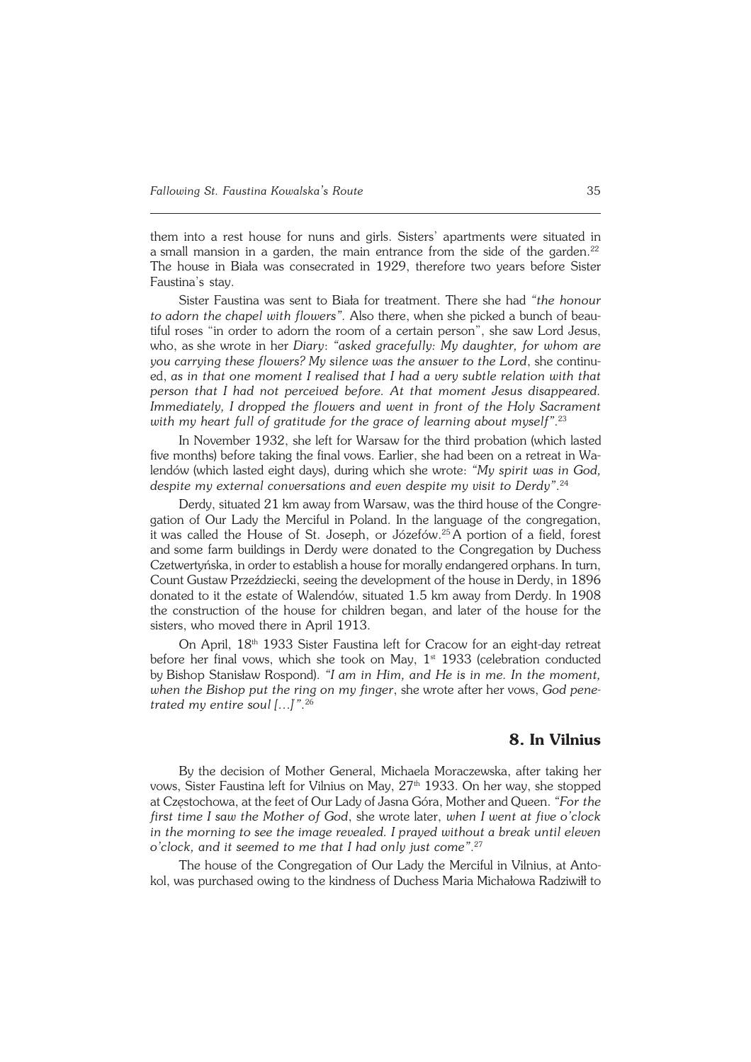them into a rest house for nuns and girls. Sisters' apartments were situated in a small mansion in a garden, the main entrance from the side of the garden.[22] The house in Biała was consecrated in 1929, therefore two years before Sister Faustina's stay.

Sister Faustina was sent to Biała for treatment. There she had *"the honour to adorn the chapel with flowers"*. Also there, when she picked a bunch of beautiful roses "in order to adorn the room of a certain person", she saw Lord Jesus, who, as she wrote in her *Diary*: *"asked gracefully: My daughter, for whom are you carrying these flowers? My silence was the answer to the Lord*, she continued, *as in that one moment I realised that I had a very subtle relation with that person that I had not perceived before. At that moment Jesus disappeared. Immediately, I dropped the flowers and went in front of the Holy Sacrament with my heart full of gratitude for the grace of learning about myself"*.[23]

In November 1932, she left for Warsaw for the third probation (which lasted five months) before taking the final vows. Earlier, she had been on a retreat in Walendów (which lasted eight days), during which she wrote: *"My spirit was in God, despite my external conversations and even despite my visit to Derdy"*.[24]

Derdy, situated 21 km away from Warsaw, was the third house of the Congregation of Our Lady the Merciful in Poland. In the language of the congregation, it was called the House of St. Joseph, or Józefów.[25] A portion of a field, forest and some farm buildings in Derdy were donated to the Congregation by Duchess Czetwertyńska, in order to establish a house for morally endangered orphans. In turn, Count Gustaw Przeździecki, seeing the development of the house in Derdy, in 1896 donated to it the estate of Walendów, situated 1.5 km away from Derdy. In 1908 the construction of the house for children began, and later of the house for the sisters, who moved there in April 1913.

On April, 18th 1933 Sister Faustina left for Cracow for an eight-day retreat before her final vows, which she took on May, 1st 1933 (celebration conducted by Bishop Stanisław Rospond). *"I am in Him, and He is in me. In the moment, when the Bishop put the ring on my finger*, she wrote after her vows, *God penetrated my entire soul […]"*.[26]

## 8. In Vilnius

By the decision of Mother General, Michaela Moraczewska, after taking her vows, Sister Faustina left for Vilnius on May, 27th 1933. On her way, she stopped at Częstochowa, at the feet of Our Lady of Jasna Góra, Mother and Queen. *"For the first time I saw the Mother of God*, she wrote later, *when I went at five o'clock in the morning to see the image revealed. I prayed without a break until eleven o'clock, and it seemed to me that I had only just come"*.[27]

The house of the Congregation of Our Lady the Merciful in Vilnius, at Antokol, was purchased owing to the kindness of Duchess Maria Michałowa Radziwiłł to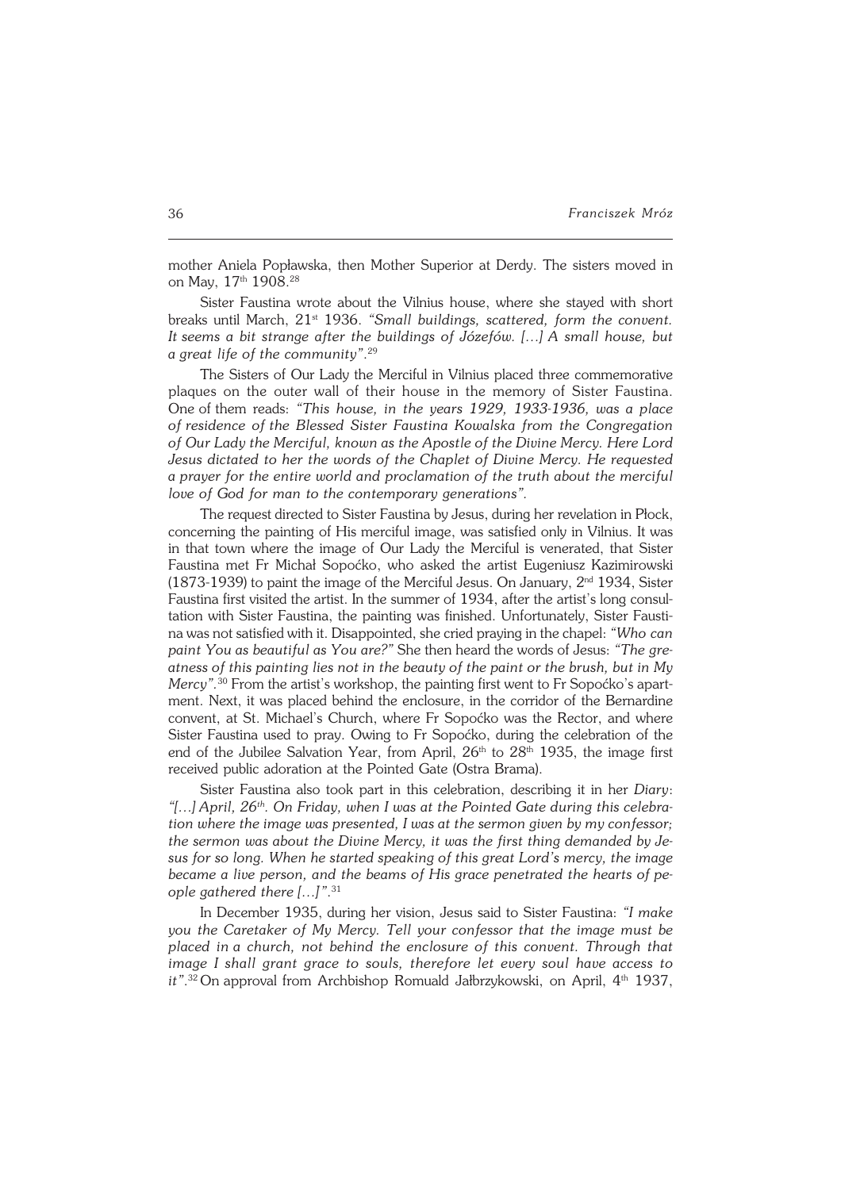mother Aniela Popławska, then Mother Superior at Derdy. The sisters moved in on May, 17th 1908.[28]

Sister Faustina wrote about the Vilnius house, where she stayed with short breaks until March, 21st 1936. *"Small buildings, scattered, form the convent. It seems a bit strange after the buildings of Józefów. [...] A small house, but a great life of the community"*.[29]

The Sisters of Our Lady the Merciful in Vilnius placed three commemorative plaques on the outer wall of their house in the memory of Sister Faustina. One of them reads: *"This house, in the years 1929, 1933-1936, was a place of residence of the Blessed Sister Faustina Kowalska from the Congregation of Our Lady the Merciful, known as the Apostle of the Divine Mercy. Here Lord Jesus dictated to her the words of the Chaplet of Divine Mercy. He requested a prayer for the entire world and proclamation of the truth about the merciful love of God for man to the contemporary generations"*.

The request directed to Sister Faustina by Jesus, during her revelation in Płock, concerning the painting of His merciful image, was satisfied only in Vilnius. It was in that town where the image of Our Lady the Merciful is venerated, that Sister Faustina met Fr Michał Sopoćko, who asked the artist Eugeniusz Kazimirowski (1873-1939) to paint the image of the Merciful Jesus. On January, 2nd 1934, Sister Faustina first visited the artist. In the summer of 1934, after the artist's long consultation with Sister Faustina, the painting was finished. Unfortunately, Sister Faustina was not satisfied with it. Disappointed, she cried praying in the chapel: *"Who can paint You as beautiful as You are?"* She then heard the words of Jesus: *"The greatness of this painting lies not in the beauty of the paint or the brush, but in My Mercy"*.[30] From the artist's workshop, the painting first went to Fr Sopoćko's apartment. Next, it was placed behind the enclosure, in the corridor of the Bernardine convent, at St. Michael's Church, where Fr Sopoćko was the Rector, and where Sister Faustina used to pray. Owing to Fr Sopoćko, during the celebration of the end of the Jubilee Salvation Year, from April, 26th to 28th 1935, the image first received public adoration at the Pointed Gate (Ostra Brama).

Sister Faustina also took part in this celebration, describing it in her *Diary*: *"[...] April, 26th. On Friday, when I was at the Pointed Gate during this celebration where the image was presented, I was at the sermon given by my confessor; the sermon was about the Divine Mercy, it was the first thing demanded by Jesus for so long. When he started speaking of this great Lord's mercy, the image became a live person, and the beams of His grace penetrated the hearts of people gathered there [...]"*.[31]

In December 1935, during her vision, Jesus said to Sister Faustina: *"I make you the Caretaker of My Mercy. Tell your confessor that the image must be placed in a church, not behind the enclosure of this convent. Through that image I shall grant grace to souls, therefore let every soul have access to it"*.[32] On approval from Archbishop Romuald Jałbrzykowski, on April, 4th 1937,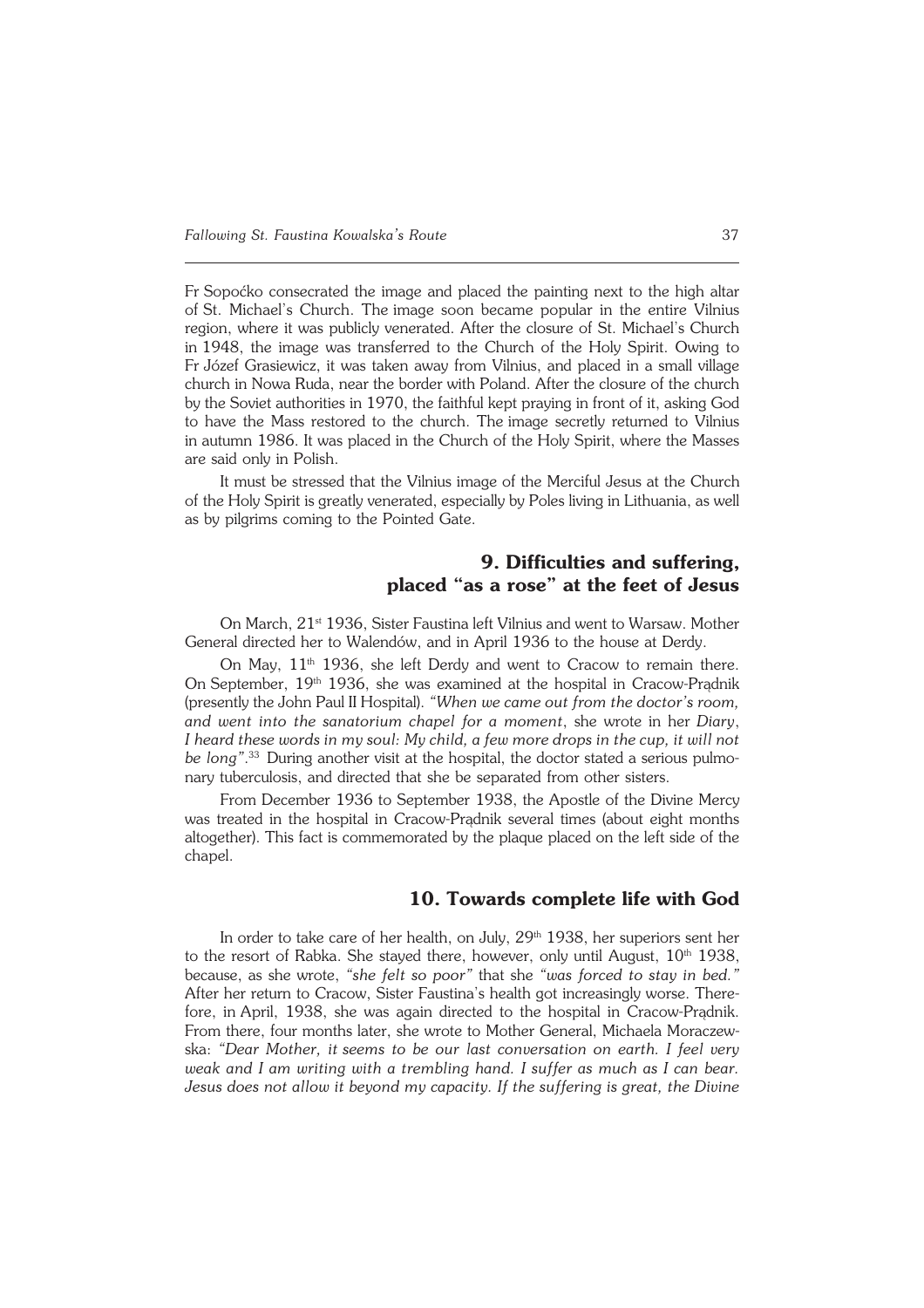Fr Sopoćko consecrated the image and placed the painting next to the high altar of St. Michael's Church. The image soon became popular in the entire Vilnius region, where it was publicly venerated. After the closure of St. Michael's Church in 1948, the image was transferred to the Church of the Holy Spirit. Owing to Fr Józef Grasiewicz, it was taken away from Vilnius, and placed in a small village church in Nowa Ruda, near the border with Poland. After the closure of the church by the Soviet authorities in 1970, the faithful kept praying in front of it, asking God to have the Mass restored to the church. The image secretly returned to Vilnius in autumn 1986. It was placed in the Church of the Holy Spirit, where the Masses are said only in Polish.

It must be stressed that the Vilnius image of the Merciful Jesus at the Church of the Holy Spirit is greatly venerated, especially by Poles living in Lithuania, as well as by pilgrims coming to the Pointed Gate.

## 9. Difficulties and suffering, placed "as a rose" at the feet of Jesus

On March, 21st 1936, Sister Faustina left Vilnius and went to Warsaw. Mother General directed her to Walendów, and in April 1936 to the house at Derdy.

On May, 11th 1936, she left Derdy and went to Cracow to remain there. On September, 19th 1936, she was examined at the hospital in Cracow-Prądnik (presently the John Paul II Hospital). *"When we came out from the doctor's room, and went into the sanatorium chapel for a moment*, she wrote in her *Diary*, *I heard these words in my soul: My child, a few more drops in the cup, it will not be long"*.[33] During another visit at the hospital, the doctor stated a serious pulmonary tuberculosis, and directed that she be separated from other sisters.

From December 1936 to September 1938, the Apostle of the Divine Mercy was treated in the hospital in Cracow-Prądnik several times (about eight months altogether). This fact is commemorated by the plaque placed on the left side of the chapel.

## 10. Towards complete life with God

In order to take care of her health, on July, 29th 1938, her superiors sent her to the resort of Rabka. She stayed there, however, only until August, 10th 1938, because, as she wrote, *"she felt so poor"* that she *"was forced to stay in bed."* After her return to Cracow, Sister Faustina's health got increasingly worse. Therefore, in April, 1938, she was again directed to the hospital in Cracow-Prądnik. From there, four months later, she wrote to Mother General, Michaela Moraczewska: *"Dear Mother, it seems to be our last conversation on earth. I feel very weak and I am writing with a trembling hand. I suffer as much as I can bear. Jesus does not allow it beyond my capacity. If the suffering is great, the Divine*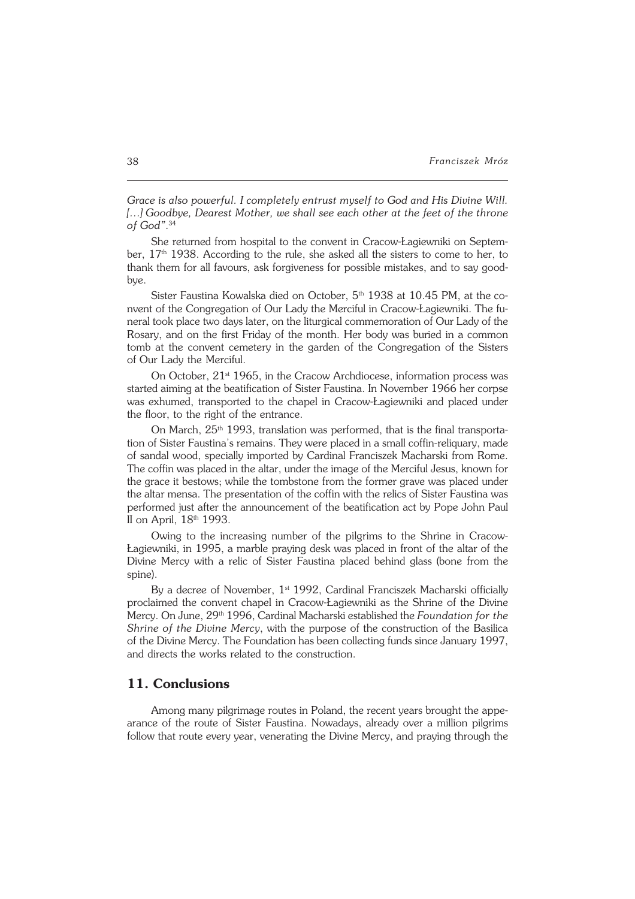*Grace is also powerful. I completely entrust myself to God and His Divine Will. […] Goodbye, Dearest Mother, we shall see each other at the feet of the throne of God"*.[34]

She returned from hospital to the convent in Cracow-Łagiewniki on September, 17th 1938. According to the rule, she asked all the sisters to come to her, to thank them for all favours, ask forgiveness for possible mistakes, and to say goodbye.

Sister Faustina Kowalska died on October, 5th 1938 at 10.45 PM, at the convent of the Congregation of Our Lady the Merciful in Cracow-Łagiewniki. The funeral took place two days later, on the liturgical commemoration of Our Lady of the Rosary, and on the first Friday of the month. Her body was buried in a common tomb at the convent cemetery in the garden of the Congregation of the Sisters of Our Lady the Merciful.

On October, 21st 1965, in the Cracow Archdiocese, information process was started aiming at the beatification of Sister Faustina. In November 1966 her corpse was exhumed, transported to the chapel in Cracow-Łagiewniki and placed under the floor, to the right of the entrance.

On March, 25th 1993, translation was performed, that is the final transportation of Sister Faustina's remains. They were placed in a small coffin-reliquary, made of sandal wood, specially imported by Cardinal Franciszek Macharski from Rome. The coffin was placed in the altar, under the image of the Merciful Jesus, known for the grace it bestows; while the tombstone from the former grave was placed under the altar mensa. The presentation of the coffin with the relics of Sister Faustina was performed just after the announcement of the beatification act by Pope John Paul II on April, 18th 1993.

Owing to the increasing number of the pilgrims to the Shrine in Cracow-Łagiewniki, in 1995, a marble praying desk was placed in front of the altar of the Divine Mercy with a relic of Sister Faustina placed behind glass (bone from the spine).

By a decree of November, 1st 1992, Cardinal Franciszek Macharski officially proclaimed the convent chapel in Cracow-Łagiewniki as the Shrine of the Divine Mercy. On June, 29th 1996, Cardinal Macharski established the *Foundation for the Shrine of the Divine Mercy*, with the purpose of the construction of the Basilica of the Divine Mercy. The Foundation has been collecting funds since January 1997, and directs the works related to the construction.

## 11. Conclusions

Among many pilgrimage routes in Poland, the recent years brought the appearance of the route of Sister Faustina. Nowadays, already over a million pilgrims follow that route every year, venerating the Divine Mercy, and praying through the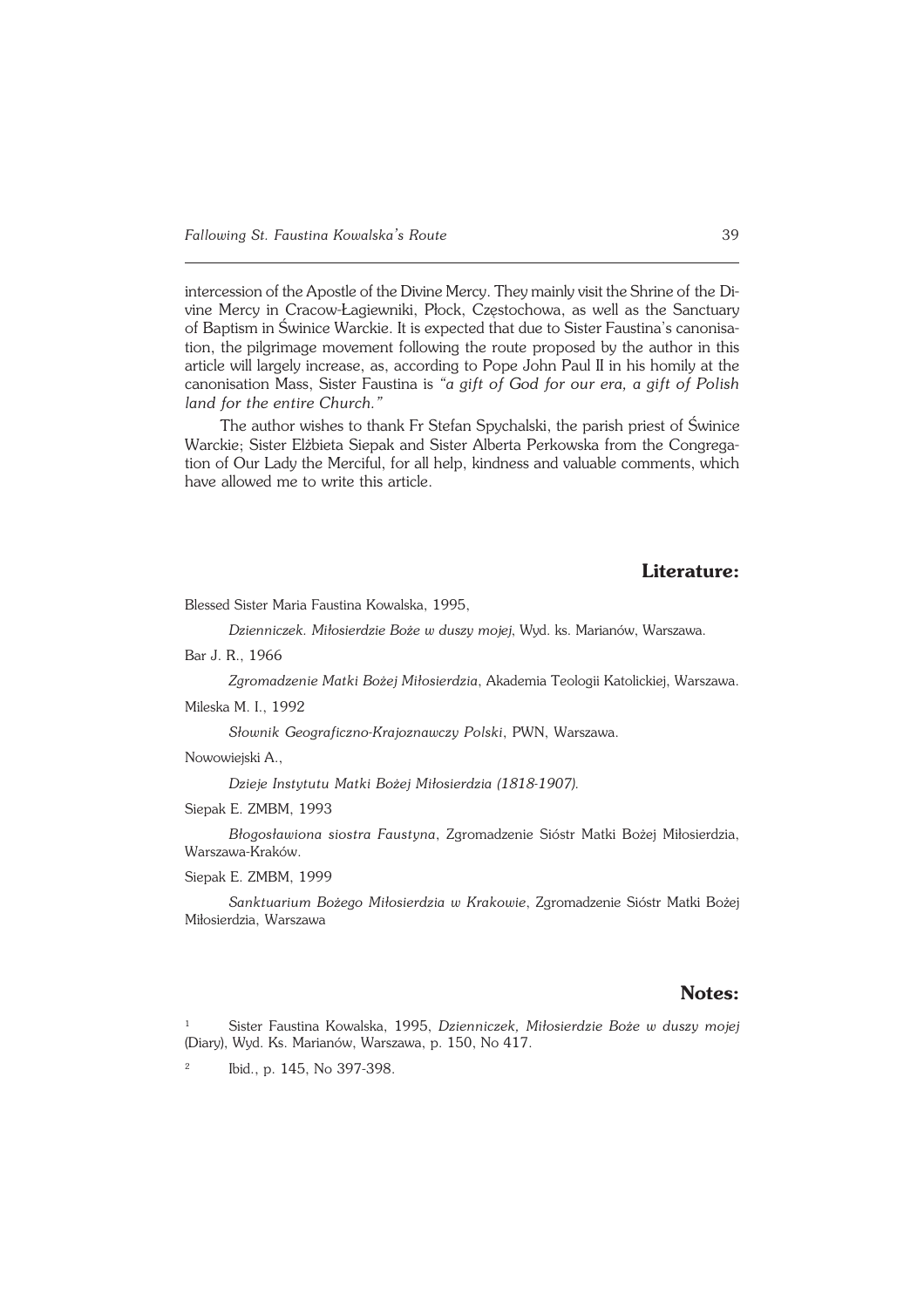intercession of the Apostle of the Divine Mercy. They mainly visit the Shrine of the Divine Mercy in Cracow-Łagiewniki, Płock, Częstochowa, as well as the Sanctuary of Baptism in Świnice Warckie. It is expected that due to Sister Faustina's canonisation, the pilgrimage movement following the route proposed by the author in this article will largely increase, as, according to Pope John Paul II in his homily at the canonisation Mass, Sister Faustina is *"a gift of God for our era, a gift of Polish land for the entire Church."*

The author wishes to thank Fr Stefan Spychalski, the parish priest of Świnice Warckie; Sister Elżbieta Siepak and Sister Alberta Perkowska from the Congregation of Our Lady the Merciful, for all help, kindness and valuable comments, which have allowed me to write this article.

## Literature:

Blessed Sister Maria Faustina Kowalska, 1995,

*Dzienniczek. Miłosierdzie Boże w duszy mojej*, Wyd. ks. Marianów, Warszawa.

Bar J. R., 1966

*Zgromadzenie Matki Bożej Miłosierdzia*, Akademia Teologii Katolickiej, Warszawa.

Mileska M. I., 1992

*Słownik Geograficzno-Krajoznawczy Polski*, PWN, Warszawa.

Nowowiejski A.,

*Dzieje Instytutu Matki Bożej Miłosierdzia (1818-1907).*

Siepak E. ZMBM, 1993

*Błogosławiona siostra Faustyna*, Zgromadzenie Sióstr Matki Bożej Miłosierdzia, Warszawa-Kraków.

Siepak E. ZMBM, 1999

*Sanktuarium Bożego Miłosierdzia w Krakowie*, Zgromadzenie Sióstr Matki Bożej Miłosierdzia, Warszawa

## Notes:

[1] Sister Faustina Kowalska, 1995, *Dzienniczek, Miłosierdzie Boże w duszy mojej* (Diary), Wyd. Ks. Marianów, Warszawa, p. 150, No 417.

[2] Ibid., p. 145, No 397-398.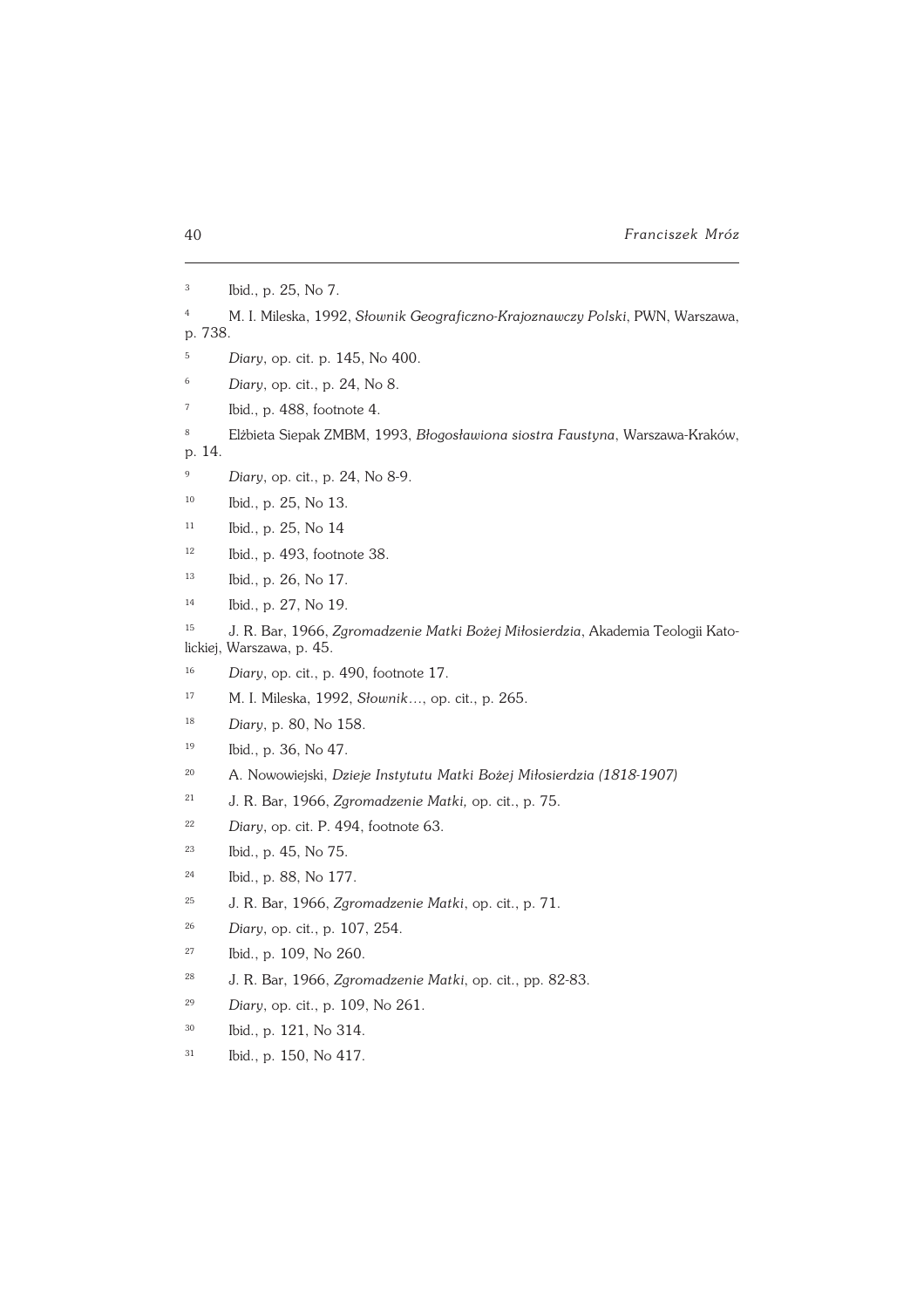[3] Ibid., p. 25, No 7.

[4] M. I. Mileska, 1992, *Słownik Geograficzno-Krajoznawczy Polski*, PWN, Warszawa, p. 738.

[5] *Diary*, op. cit. p. 145, No 400.

[6] *Diary*, op. cit., p. 24, No 8.

[7] Ibid., p. 488, footnote 4.

[8] Elżbieta Siepak ZMBM, 1993, *Błogosławiona siostra Faustyna*, Warszawa-Kraków, p. 14.

[9] *Diary*, op. cit., p. 24, No 8-9.

[10] Ibid., p. 25, No 13.

[11] Ibid., p. 25, No 14

[12] Ibid., p. 493, footnote 38.

[13] Ibid., p. 26, No 17.

[14] Ibid., p. 27, No 19.

[15] J. R. Bar, 1966, *Zgromadzenie Matki Bożej Miłosierdzia*, Akademia Teologii Katolickiej, Warszawa, p. 45.

[16] *Diary*, op. cit., p. 490, footnote 17.

[17] M. I. Mileska, 1992, *Słownik*..., op. cit., p. 265.

[18] *Diary*, p. 80, No 158.

[19] Ibid., p. 36, No 47.

[20] A. Nowowiejski, *Dzieje Instytutu Matki Bożej Miłosierdzia (1818-1907)*

[21] J. R. Bar, 1966, *Zgromadzenie Matki,* op. cit., p. 75.

[22] *Diary*, op. cit. P. 494, footnote 63.

[23] Ibid., p. 45, No 75.

[24] Ibid., p. 88, No 177.

[25] J. R. Bar, 1966, *Zgromadzenie Matki*, op. cit., p. 71.

[26] *Diary*, op. cit., p. 107, 254.

[27] Ibid., p. 109, No 260.

[28] J. R. Bar, 1966, *Zgromadzenie Matki*, op. cit., pp. 82-83.

[29] *Diary*, op. cit., p. 109, No 261.

[30] Ibid., p. 121, No 314.

[31] Ibid., p. 150, No 417.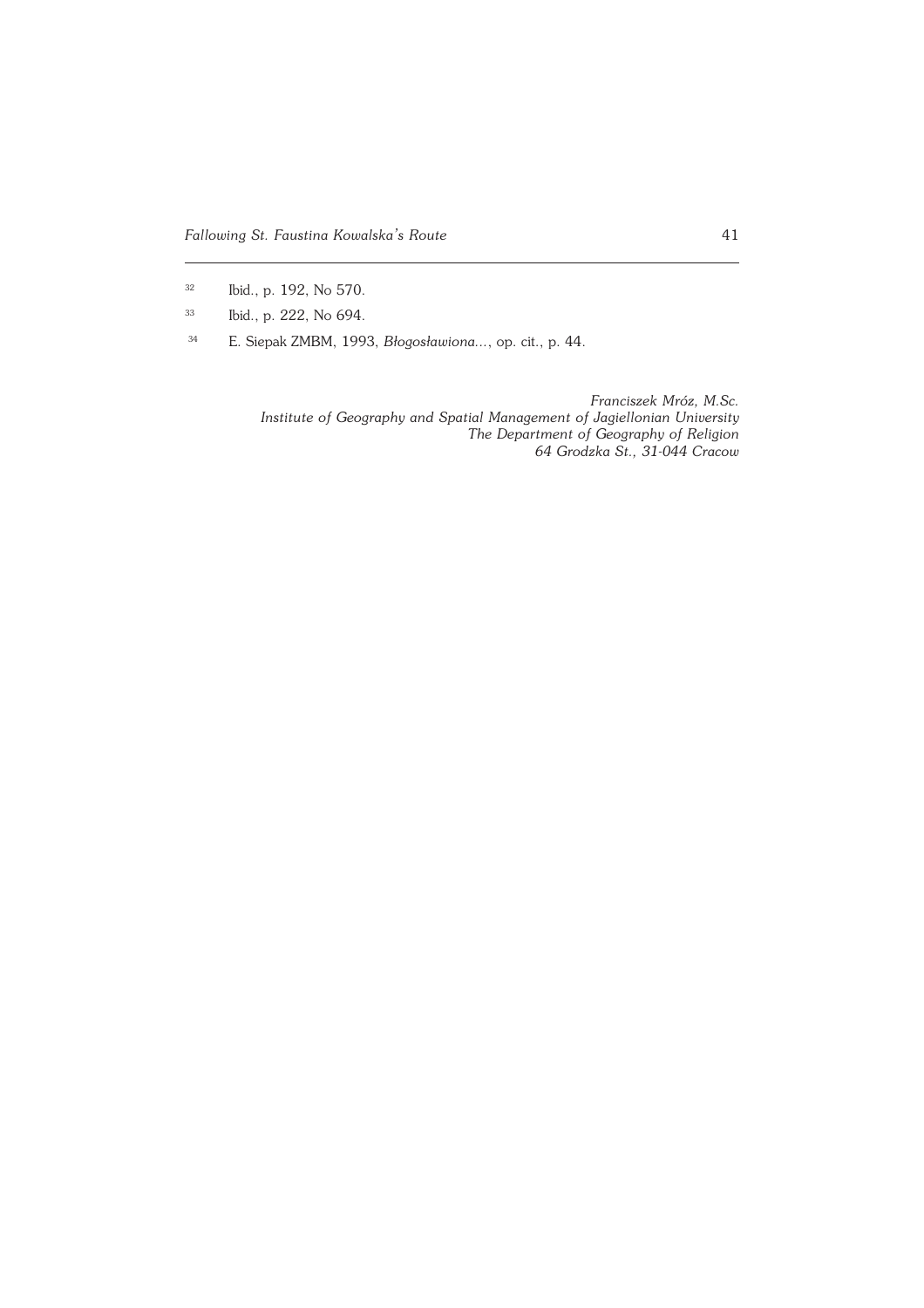[32] Ibid., p. 192, No 570.

[33] Ibid., p. 222, No 694.

[34] E. Siepak ZMBM, 1993, *Błogosławiona...*, op. cit., p. 44.

*Franciszek Mróz, M.Sc.*
*Institute of Geography and Spatial Management of Jagiellonian University*
*The Department of Geography of Religion*
*64 Grodzka St., 31-044 Cracow*